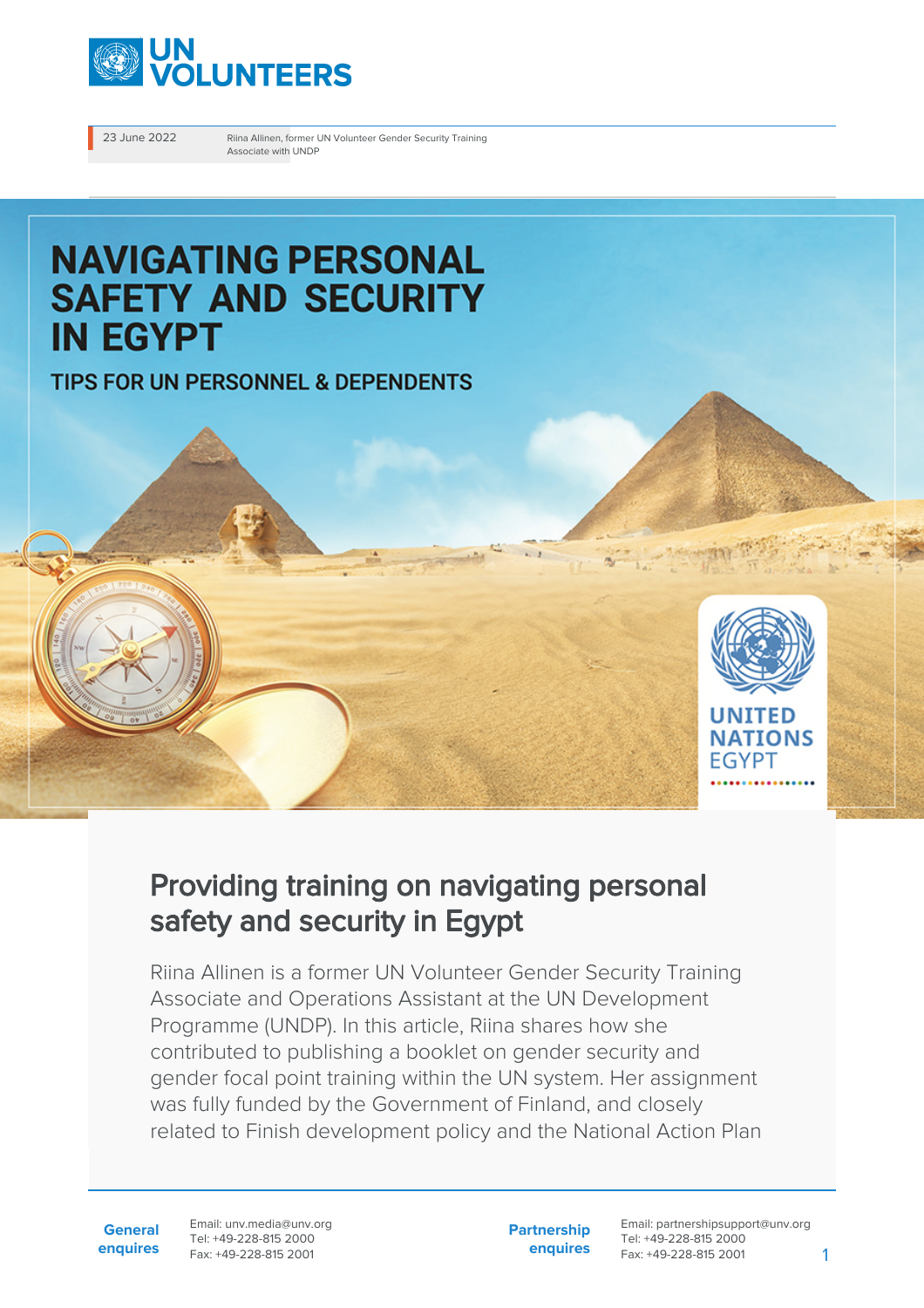23 June 2022

Riina Allinen, former UN Volunteer Gender Security Training Associate with UNDP

# Providing training on navigating personal safety and security in Egypt

Riina Allinen is a former UN Volunteer Gender Security Training Associate and Operations Assistant at the UN Development Programme (UNDP). In this article, Riina shares how she contributed to publishing a booklet on gender security and gender focal point training within the UN system. Her assignment was fully funded by the Government of Finland, and closely related to Finish development policy and the National Action Plan

**General enquires**
Email: unv.media@unv.org
Tel: +49-228-815 2000
Fax: +49-228-815 2001

**Partnership enquires**
Email: partnershipsupport@unv.org
Tel: +49-228-815 2000
Fax: +49-228-815 2001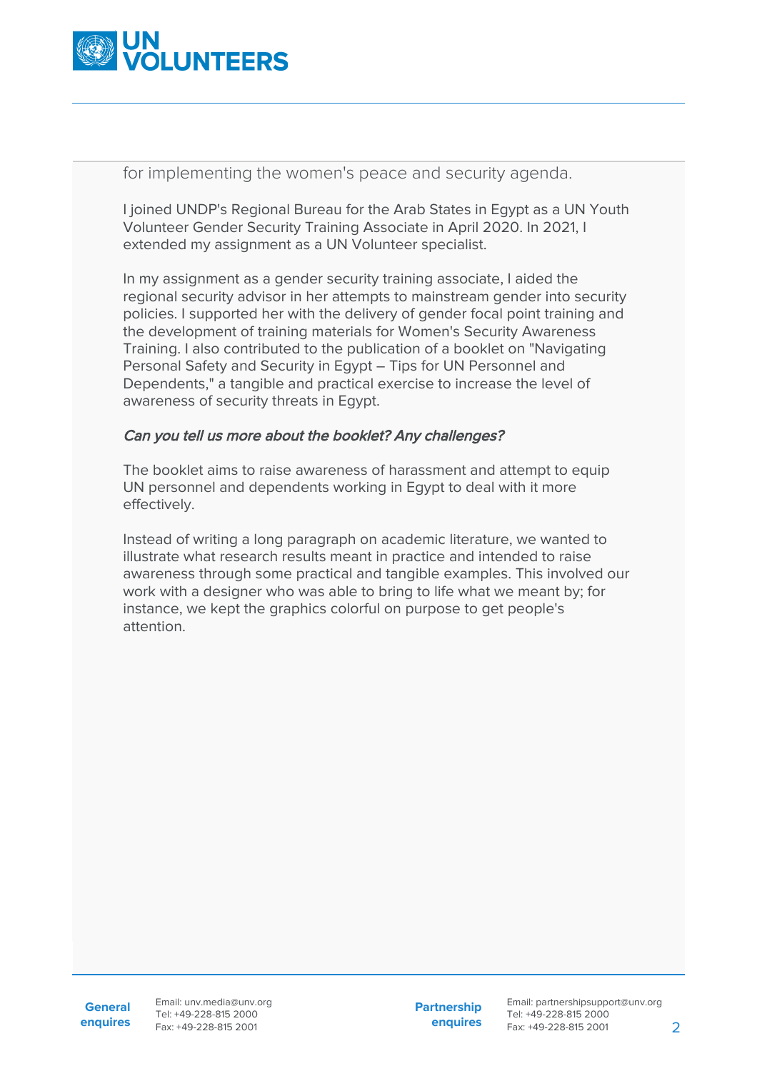for implementing the women's peace and security agenda.

I joined UNDP's Regional Bureau for the Arab States in Egypt as a UN Youth Volunteer Gender Security Training Associate in April 2020. In 2021, I extended my assignment as a UN Volunteer specialist.

In my assignment as a gender security training associate, I aided the regional security advisor in her attempts to mainstream gender into security policies. I supported her with the delivery of gender focal point training and the development of training materials for Women's Security Awareness Training. I also contributed to the publication of a booklet on "Navigating Personal Safety and Security in Egypt – Tips for UN Personnel and Dependents," a tangible and practical exercise to increase the level of awareness of security threats in Egypt.

*Can you tell us more about the booklet? Any challenges?*

The booklet aims to raise awareness of harassment and attempt to equip UN personnel and dependents working in Egypt to deal with it more effectively.

Instead of writing a long paragraph on academic literature, we wanted to illustrate what research results meant in practice and intended to raise awareness through some practical and tangible examples. This involved our work with a designer who was able to bring to life what we meant by; for instance, we kept the graphics colorful on purpose to get people's attention.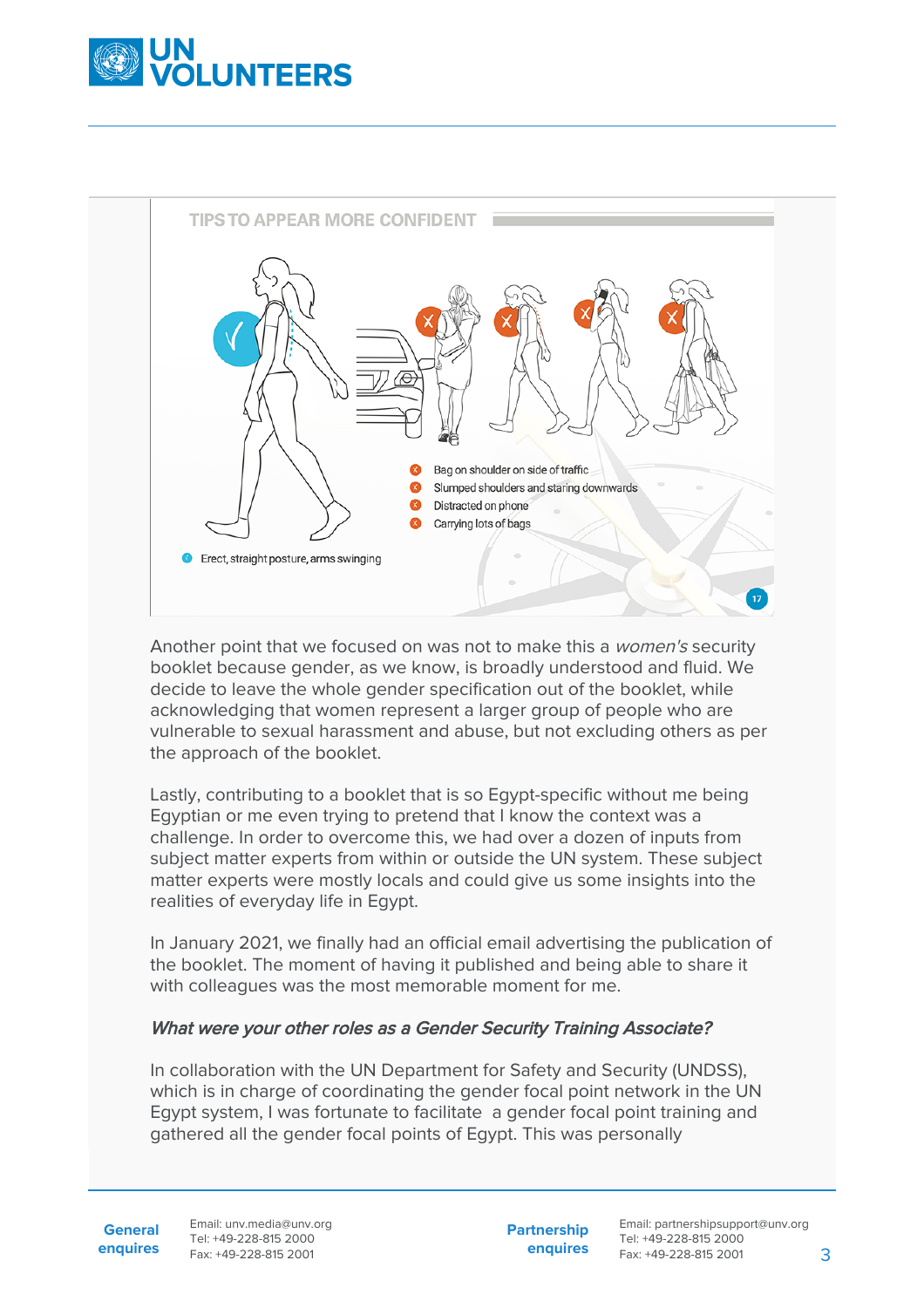**TIPS TO APPEAR MORE CONFIDENT**

- Bag on shoulder on side of traffic
- Slumped shoulders and staring downwards
- Distracted on phone
- Carrying lots of bags

- Erect, straight posture, arms swinging

Another point that we focused on was not to make this a *women's* security booklet because gender, as we know, is broadly understood and fluid. We decide to leave the whole gender specification out of the booklet, while acknowledging that women represent a larger group of people who are vulnerable to sexual harassment and abuse, but not excluding others as per the approach of the booklet.

Lastly, contributing to a booklet that is so Egypt-specific without me being Egyptian or me even trying to pretend that I know the context was a challenge. In order to overcome this, we had over a dozen of inputs from subject matter experts from within or outside the UN system. These subject matter experts were mostly locals and could give us some insights into the realities of everyday life in Egypt.

In January 2021, we finally had an official email advertising the publication of the booklet. The moment of having it published and being able to share it with colleagues was the most memorable moment for me.

***What were your other roles as a Gender Security Training Associate?***

In collaboration with the UN Department for Safety and Security (UNDSS), which is in charge of coordinating the gender focal point network in the UN Egypt system, I was fortunate to facilitate a gender focal point training and gathered all the gender focal points of Egypt. This was personally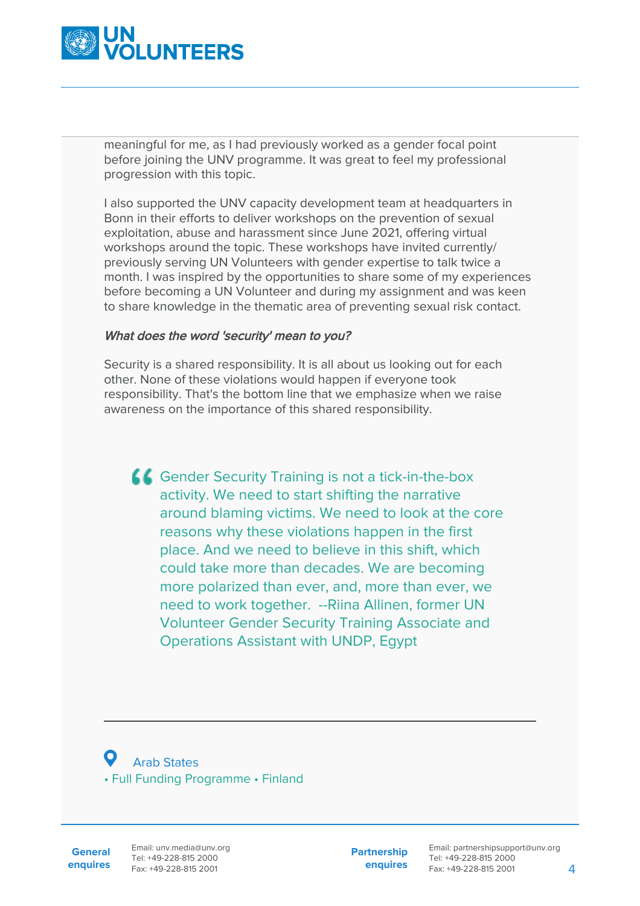meaningful for me, as I had previously worked as a gender focal point before joining the UNV programme. It was great to feel my professional progression with this topic.

I also supported the UNV capacity development team at headquarters in Bonn in their efforts to deliver workshops on the prevention of sexual exploitation, abuse and harassment since June 2021, offering virtual workshops around the topic. These workshops have invited currently/ previously serving UN Volunteers with gender expertise to talk twice a month. I was inspired by the opportunities to share some of my experiences before becoming a UN Volunteer and during my assignment and was keen to share knowledge in the thematic area of preventing sexual risk contact.

*What does the word 'security' mean to you?*

Security is a shared responsibility. It is all about us looking out for each other. None of these violations would happen if everyone took responsibility. That's the bottom line that we emphasize when we raise awareness on the importance of this shared responsibility.

> Gender Security Training is not a tick-in-the-box activity. We need to start shifting the narrative around blaming victims. We need to look at the core reasons why these violations happen in the first place. And we need to believe in this shift, which could take more than decades. We are becoming more polarized than ever, and, more than ever, we need to work together. --Riina Allinen, former UN Volunteer Gender Security Training Associate and Operations Assistant with UNDP, Egypt

---

Arab States
• Full Funding Programme • Finland

**General enquires** Email: unv.media@unv.org Tel: +49-228-815 2000 Fax: +49-228-815 2001

**Partnership enquires** Email: partnershipsupport@unv.org Tel: +49-228-815 2000 Fax: +49-228-815 2001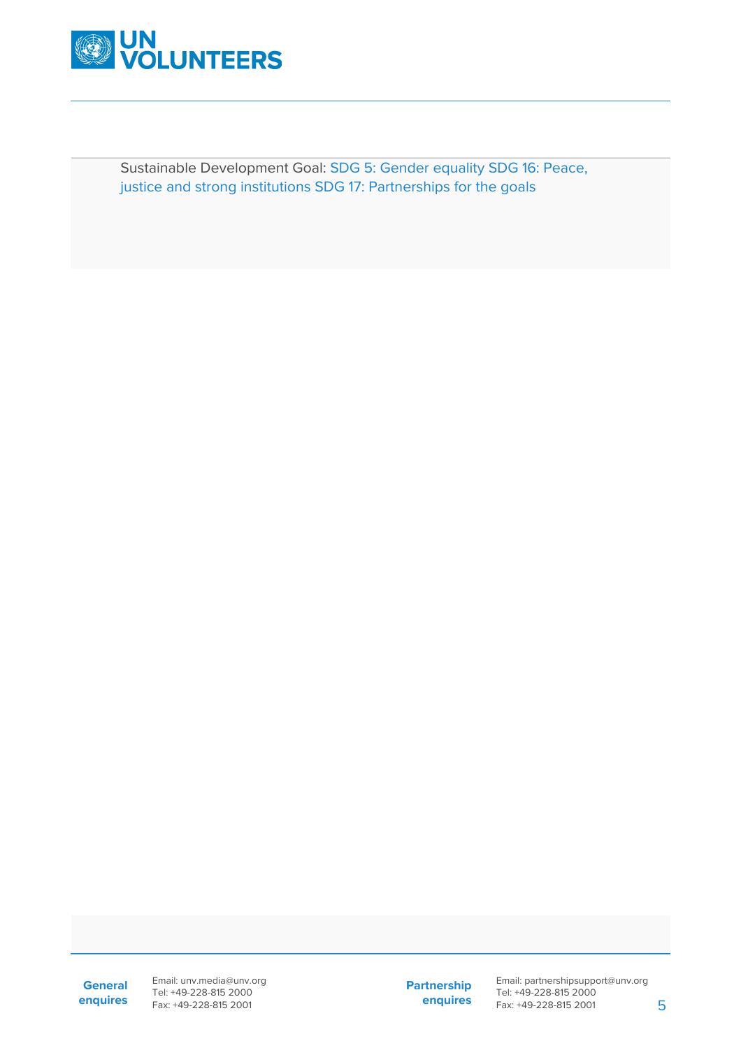Sustainable Development Goal: SDG 5: Gender equality SDG 16: Peace, justice and strong institutions SDG 17: Partnerships for the goals